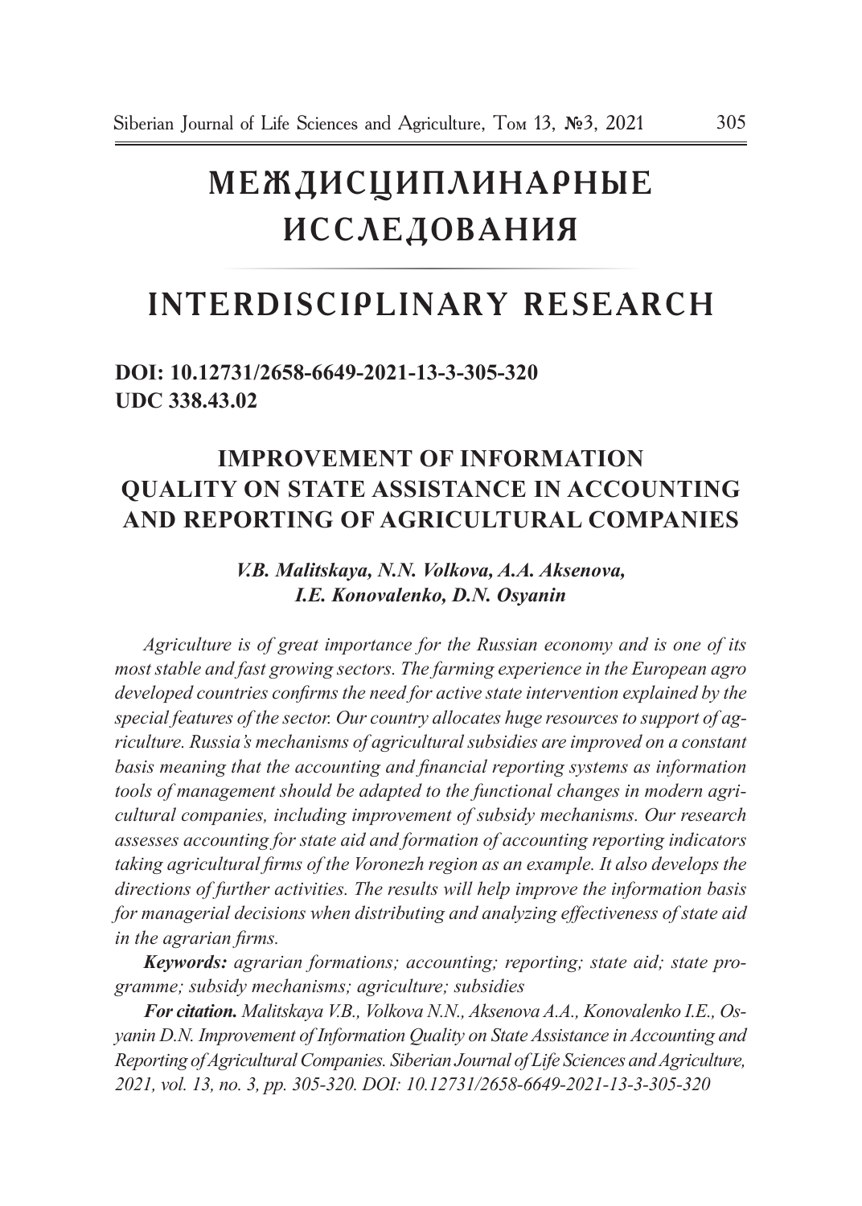# МЕЖДИСЦИПЛИНАРНЫЕ ИССЛЕДОВАНИЯ

# INTERDISCIPLINARY RESEARCH

**DOI: 10.12731/2658-6649-2021-13-3-305-320**
**UDC 338.43.02**

## IMPROVEMENT OF INFORMATION QUALITY ON STATE ASSISTANCE IN ACCOUNTING AND REPORTING OF AGRICULTURAL COMPANIES

***V.B. Malitskaya, N.N. Volkova, A.A. Aksenova, I.E. Konovalenko, D.N. Osyanin***

*Agriculture is of great importance for the Russian economy and is one of its most stable and fast growing sectors. The farming experience in the European agro developed countries confirms the need for active state intervention explained by the special features of the sector. Our country allocates huge resources to support of agriculture. Russia's mechanisms of agricultural subsidies are improved on a constant basis meaning that the accounting and financial reporting systems as information tools of management should be adapted to the functional changes in modern agricultural companies, including improvement of subsidy mechanisms. Our research assesses accounting for state aid and formation of accounting reporting indicators taking agricultural firms of the Voronezh region as an example. It also develops the directions of further activities. The results will help improve the information basis for managerial decisions when distributing and analyzing effectiveness of state aid in the agrarian firms.*

***Keywords:*** *agrarian formations; accounting; reporting; state aid; state programme; subsidy mechanisms; agriculture; subsidies*

***For citation.*** *Malitskaya V.B., Volkova N.N., Aksenova A.A., Konovalenko I.E., Osyanin D.N. Improvement of Information Quality on State Assistance in Accounting and Reporting of Agricultural Companies. Siberian Journal of Life Sciences and Agriculture, 2021, vol. 13, no. 3, pp. 305-320. DOI: 10.12731/2658-6649-2021-13-3-305-320*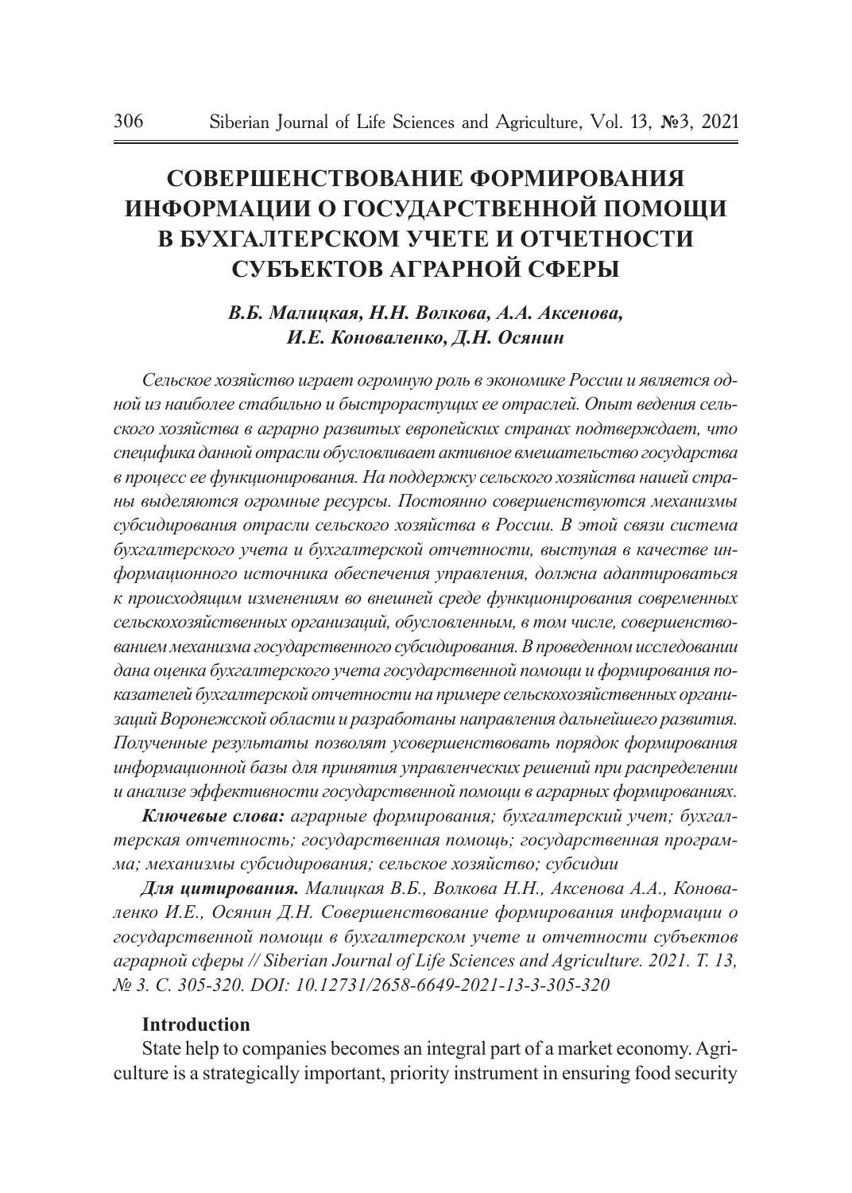# СОВЕРШЕНСТВОВАНИЕ ФОРМИРОВАНИЯ ИНФОРМАЦИИ О ГОСУДАРСТВЕННОЙ ПОМОЩИ В БУХГАЛТЕРСКОМ УЧЕТЕ И ОТЧЕТНОСТИ СУБЪЕКТОВ АГРАРНОЙ СФЕРЫ

***В.Б. Малицкая, Н.Н. Волкова, А.А. Аксенова, И.Е. Коноваленко, Д.Н. Осянин***

*Сельское хозяйство играет огромную роль в экономике России и является одной из наиболее стабильно и быстрорастущих ее отраслей. Опыт ведения сельского хозяйства в аграрно развитых европейских странах подтверждает, что специфика данной отрасли обусловливает активное вмешательство государства в процесс ее функционирования. На поддержку сельского хозяйства нашей страны выделяются огромные ресурсы. Постоянно совершенствуются механизмы субсидирования отрасли сельского хозяйства в России. В этой связи система бухгалтерского учета и бухгалтерской отчетности, выступая в качестве информационного источника обеспечения управления, должна адаптироваться к происходящим изменениям во внешней среде функционирования современных сельскохозяйственных организаций, обусловленным, в том числе, совершенствованием механизма государственного субсидирования. В проведенном исследовании дана оценка бухгалтерского учета государственной помощи и формирования показателей бухгалтерской отчетности на примере сельскохозяйственных организаций Воронежской области и разработаны направления дальнейшего развития. Полученные результаты позволят усовершенствовать порядок формирования информационной базы для принятия управленческих решений при распределении и анализе эффективности государственной помощи в аграрных формированиях.*

***Ключевые слова:*** *аграрные формирования; бухгалтерский учет; бухгалтерская отчетность; государственная помощь; государственная программа; механизмы субсидирования; сельское хозяйство; субсидии*

***Для цитирования.*** *Малицкая В.Б., Волкова Н.Н., Аксенова А.А., Коноваленко И.Е., Осянин Д.Н. Совершенствование формирования информации о государственной помощи в бухгалтерском учете и отчетности субъектов аграрной сферы // Siberian Journal of Life Sciences and Agriculture. 2021. Т. 13, № 3. С. 305-320. DOI: 10.12731/2658-6649-2021-13-3-305-320*

## Introduction

State help to companies becomes an integral part of a market economy. Agriculture is a strategically important, priority instrument in ensuring food security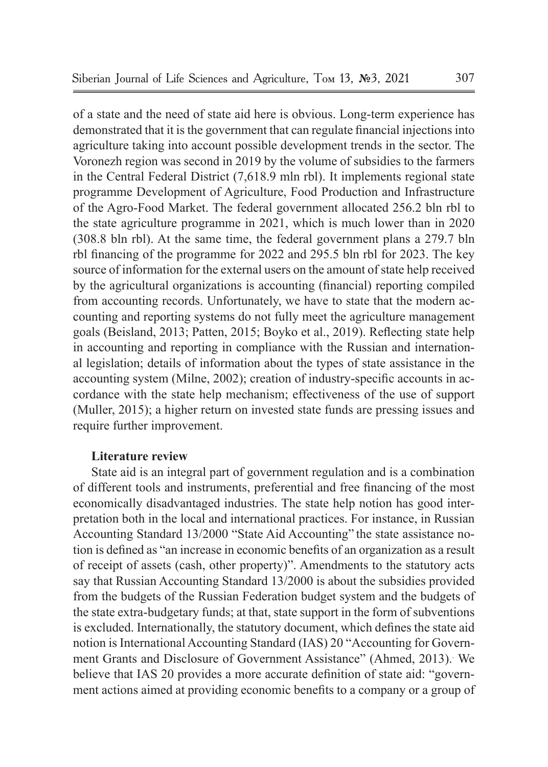of a state and the need of state aid here is obvious. Long-term experience has demonstrated that it is the government that can regulate financial injections into agriculture taking into account possible development trends in the sector. The Voronezh region was second in 2019 by the volume of subsidies to the farmers in the Central Federal District (7,618.9 mln rbl). It implements regional state programme Development of Agriculture, Food Production and Infrastructure of the Agro-Food Market. The federal government allocated 256.2 bln rbl to the state agriculture programme in 2021, which is much lower than in 2020 (308.8 bln rbl). At the same time, the federal government plans a 279.7 bln rbl financing of the programme for 2022 and 295.5 bln rbl for 2023. The key source of information for the external users on the amount of state help received by the agricultural organizations is accounting (financial) reporting compiled from accounting records. Unfortunately, we have to state that the modern accounting and reporting systems do not fully meet the agriculture management goals (Beisland, 2013; Patten, 2015; Boyko et al., 2019). Reflecting state help in accounting and reporting in compliance with the Russian and international legislation; details of information about the types of state assistance in the accounting system (Milne, 2002); creation of industry-specific accounts in accordance with the state help mechanism; effectiveness of the use of support (Muller, 2015); a higher return on invested state funds are pressing issues and require further improvement.

## Literature review

State aid is an integral part of government regulation and is a combination of different tools and instruments, preferential and free financing of the most economically disadvantaged industries. The state help notion has good interpretation both in the local and international practices. For instance, in Russian Accounting Standard 13/2000 "State Aid Accounting" the state assistance notion is defined as "an increase in economic benefits of an organization as a result of receipt of assets (cash, other property)". Amendments to the statutory acts say that Russian Accounting Standard 13/2000 is about the subsidies provided from the budgets of the Russian Federation budget system and the budgets of the state extra-budgetary funds; at that, state support in the form of subventions is excluded. Internationally, the statutory document, which defines the state aid notion is International Accounting Standard (IAS) 20 "Accounting for Government Grants and Disclosure of Government Assistance" (Ahmed, 2013). We believe that IAS 20 provides a more accurate definition of state aid: "government actions aimed at providing economic benefits to a company or a group of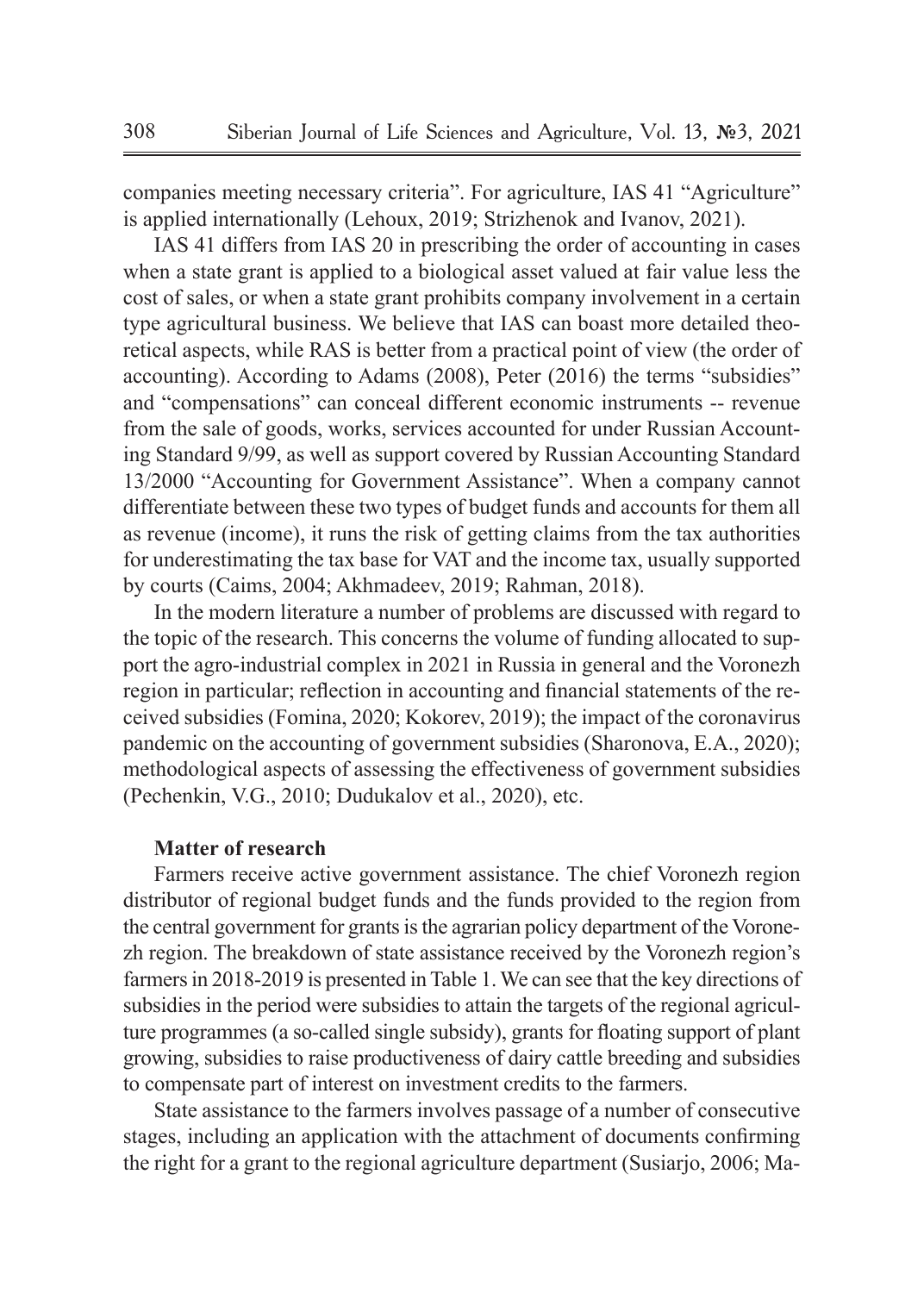companies meeting necessary criteria". For agriculture, IAS 41 "Agriculture" is applied internationally (Lehoux, 2019; Strizhenok and Ivanov, 2021).

IAS 41 differs from IAS 20 in prescribing the order of accounting in cases when a state grant is applied to a biological asset valued at fair value less the cost of sales, or when a state grant prohibits company involvement in a certain type agricultural business. We believe that IAS can boast more detailed theoretical aspects, while RAS is better from a practical point of view (the order of accounting). According to Adams (2008), Peter (2016) the terms "subsidies" and "compensations" can conceal different economic instruments -- revenue from the sale of goods, works, services accounted for under Russian Accounting Standard 9/99, as well as support covered by Russian Accounting Standard 13/2000 "Accounting for Government Assistance". When a company cannot differentiate between these two types of budget funds and accounts for them all as revenue (income), it runs the risk of getting claims from the tax authorities for underestimating the tax base for VAT and the income tax, usually supported by courts (Caims, 2004; Akhmadeev, 2019; Rahman, 2018).

In the modern literature a number of problems are discussed with regard to the topic of the research. This concerns the volume of funding allocated to support the agro-industrial complex in 2021 in Russia in general and the Voronezh region in particular; reflection in accounting and financial statements of the received subsidies (Fomina, 2020; Kokorev, 2019); the impact of the coronavirus pandemic on the accounting of government subsidies (Sharonova, E.A., 2020); methodological aspects of assessing the effectiveness of government subsidies (Pechenkin, V.G., 2010; Dudukalov et al., 2020), etc.

**Matter of research**

Farmers receive active government assistance. The chief Voronezh region distributor of regional budget funds and the funds provided to the region from the central government for grants is the agrarian policy department of the Voronezh region. The breakdown of state assistance received by the Voronezh region's farmers in 2018-2019 is presented in Table 1. We can see that the key directions of subsidies in the period were subsidies to attain the targets of the regional agriculture programmes (a so-called single subsidy), grants for floating support of plant growing, subsidies to raise productiveness of dairy cattle breeding and subsidies to compensate part of interest on investment credits to the farmers.

State assistance to the farmers involves passage of a number of consecutive stages, including an application with the attachment of documents confirming the right for a grant to the regional agriculture department (Susiarjo, 2006; Ma-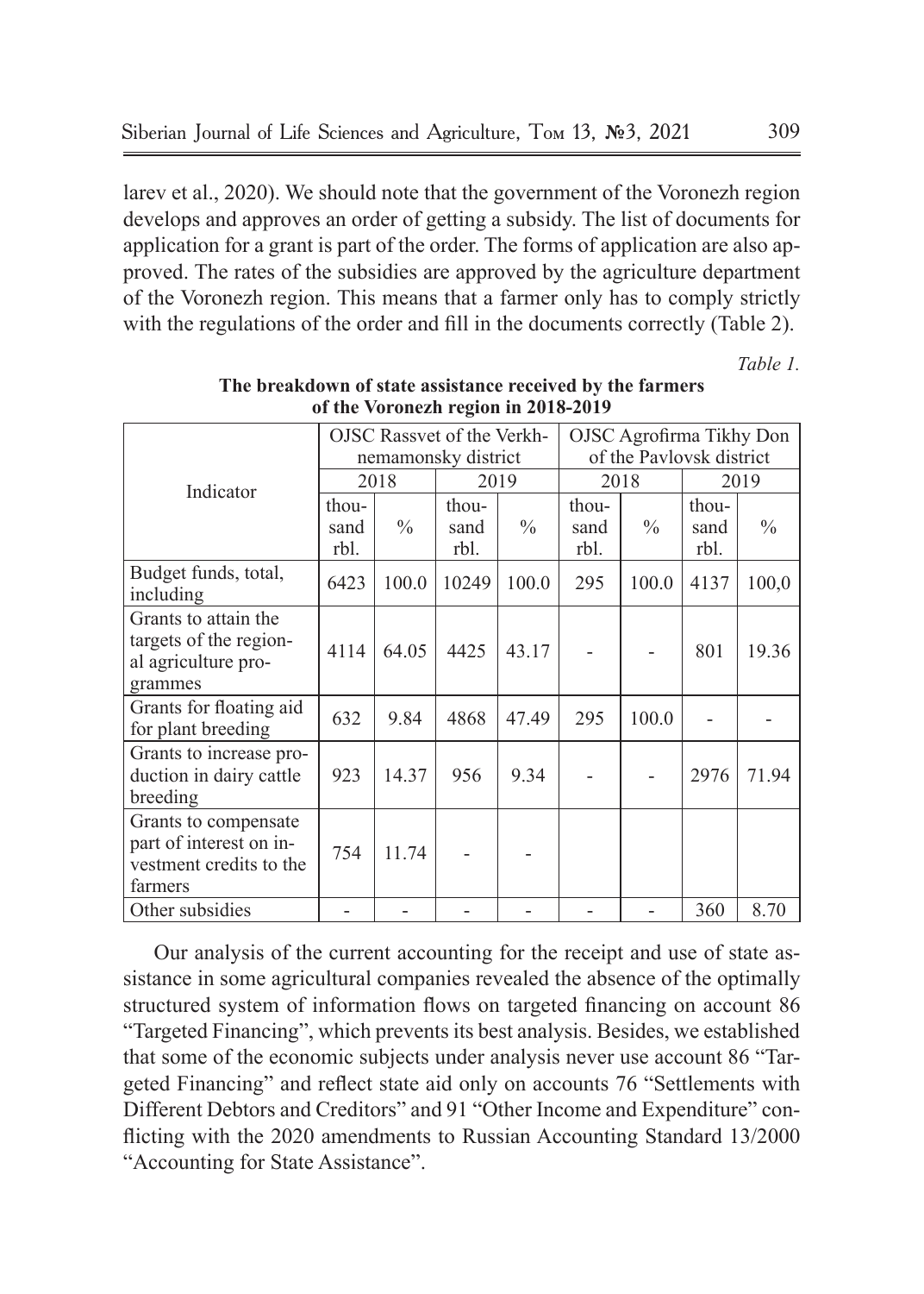larev et al., 2020). We should note that the government of the Voronezh region develops and approves an order of getting a subsidy. The list of documents for application for a grant is part of the order. The forms of application are also approved. The rates of the subsidies are approved by the agriculture department of the Voronezh region. This means that a farmer only has to comply strictly with the regulations of the order and fill in the documents correctly (Table 2).

*Table 1.*

**The breakdown of state assistance received by the farmers of the Voronezh region in 2018-2019**

| Indicator | OJSC Rassvet of the Verkhnemamonsky district | | | | OJSC Agrofirma Tikhy Don of the Pavlovsk district | | | |
|---|---|---|---|---|---|---|---|---|
| | 2018 | | 2019 | | 2018 | | 2019 | |
| | thousand rbl. | % | thousand rbl. | % | thousand rbl. | % | thousand rbl. | % |
| Budget funds, total, including | 6423 | 100.0 | 10249 | 100.0 | 295 | 100.0 | 4137 | 100,0 |
| Grants to attain the targets of the regional agriculture programmes | 4114 | 64.05 | 4425 | 43.17 | - | - | 801 | 19.36 |
| Grants for floating aid for plant breeding | 632 | 9.84 | 4868 | 47.49 | 295 | 100.0 | - | - |
| Grants to increase production in dairy cattle breeding | 923 | 14.37 | 956 | 9.34 | - | - | 2976 | 71.94 |
| Grants to compensate part of interest on investment credits to the farmers | 754 | 11.74 | - | - | | | | |
| Other subsidies | - | - | - | - | - | - | 360 | 8.70 |

Our analysis of the current accounting for the receipt and use of state assistance in some agricultural companies revealed the absence of the optimally structured system of information flows on targeted financing on account 86 "Targeted Financing", which prevents its best analysis. Besides, we established that some of the economic subjects under analysis never use account 86 "Targeted Financing" and reflect state aid only on accounts 76 "Settlements with Different Debtors and Creditors" and 91 "Other Income and Expenditure" conflicting with the 2020 amendments to Russian Accounting Standard 13/2000 "Accounting for State Assistance".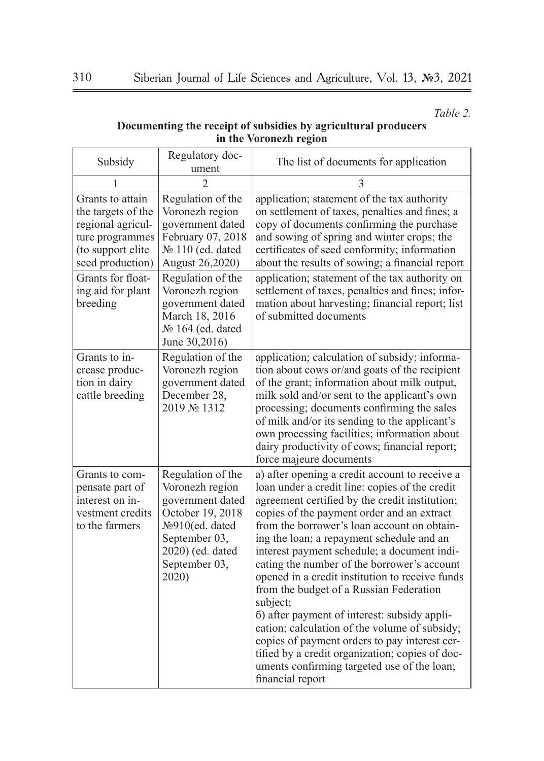*Table 2.*

**Documenting the receipt of subsidies by agricultural producers in the Voronezh region**

| Subsidy | Regulatory document | The list of documents for application |
|---|---|---|
| 1 | 2 | 3 |
| Grants to attain the targets of the regional agriculture programmes (to support elite seed production) | Regulation of the Voronezh region government dated February 07, 2018 № 110 (ed. dated August 26,2020) | application; statement of the tax authority on settlement of taxes, penalties and fines; a copy of documents confirming the purchase and sowing of spring and winter crops; the certificates of seed conformity; information about the results of sowing; a financial report |
| Grants for floating aid for plant breeding | Regulation of the Voronezh region government dated March 18, 2016 № 164 (ed. dated June 30,2016) | application; statement of the tax authority on settlement of taxes, penalties and fines; information about harvesting; financial report; list of submitted documents |
| Grants to increase production in dairy cattle breeding | Regulation of the Voronezh region government dated December 28, 2019 № 1312 | application; calculation of subsidy; information about cows or/and goats of the recipient of the grant; information about milk output, milk sold and/or sent to the applicant's own processing; documents confirming the sales of milk and/or its sending to the applicant's own processing facilities; information about dairy productivity of cows; financial report; force majeure documents |
| Grants to compensate part of interest on investment credits to the farmers | Regulation of the Voronezh region government dated October 19, 2018 №910(ed. dated September 03, 2020) (ed. dated September 03, 2020) | а) after opening a credit account to receive a loan under a credit line: copies of the credit agreement certified by the credit institution; copies of the payment order and an extract from the borrower's loan account on obtaining the loan; a repayment schedule and an interest payment schedule; a document indicating the number of the borrower's account opened in a credit institution to receive funds from the budget of a Russian Federation subject;<br>б) after payment of interest: subsidy application; calculation of the volume of subsidy; copies of payment orders to pay interest certified by a credit organization; copies of documents confirming targeted use of the loan; financial report |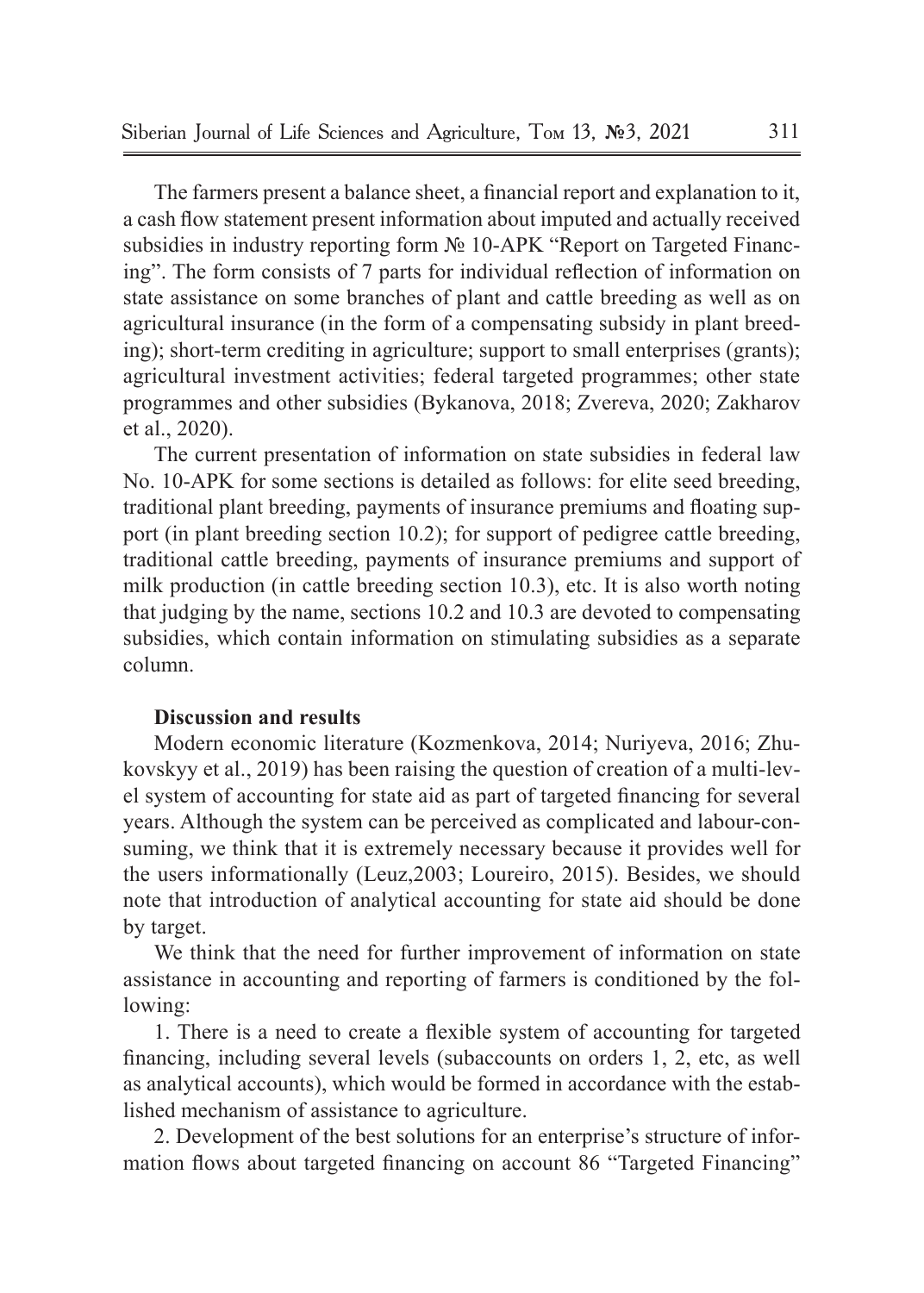The farmers present a balance sheet, a financial report and explanation to it, a cash flow statement present information about imputed and actually received subsidies in industry reporting form № 10-APK "Report on Targeted Financing". The form consists of 7 parts for individual reflection of information on state assistance on some branches of plant and cattle breeding as well as on agricultural insurance (in the form of a compensating subsidy in plant breeding); short-term crediting in agriculture; support to small enterprises (grants); agricultural investment activities; federal targeted programmes; other state programmes and other subsidies (Bykanova, 2018; Zvereva, 2020; Zakharov et al., 2020).

The current presentation of information on state subsidies in federal law No. 10-APK for some sections is detailed as follows: for elite seed breeding, traditional plant breeding, payments of insurance premiums and floating support (in plant breeding section 10.2); for support of pedigree cattle breeding, traditional cattle breeding, payments of insurance premiums and support of milk production (in cattle breeding section 10.3), etc. It is also worth noting that judging by the name, sections 10.2 and 10.3 are devoted to compensating subsidies, which contain information on stimulating subsidies as a separate column.

## Discussion and results

Modern economic literature (Kozmenkova, 2014; Nuriyeva, 2016; Zhukovskyy et al., 2019) has been raising the question of creation of a multi-level system of accounting for state aid as part of targeted financing for several years. Although the system can be perceived as complicated and labour-consuming, we think that it is extremely necessary because it provides well for the users informationally (Leuz,2003; Loureiro, 2015). Besides, we should note that introduction of analytical accounting for state aid should be done by target.

We think that the need for further improvement of information on state assistance in accounting and reporting of farmers is conditioned by the following:

1. There is a need to create a flexible system of accounting for targeted financing, including several levels (subaccounts on orders 1, 2, etc, as well as analytical accounts), which would be formed in accordance with the established mechanism of assistance to agriculture.

2. Development of the best solutions for an enterprise's structure of information flows about targeted financing on account 86 "Targeted Financing"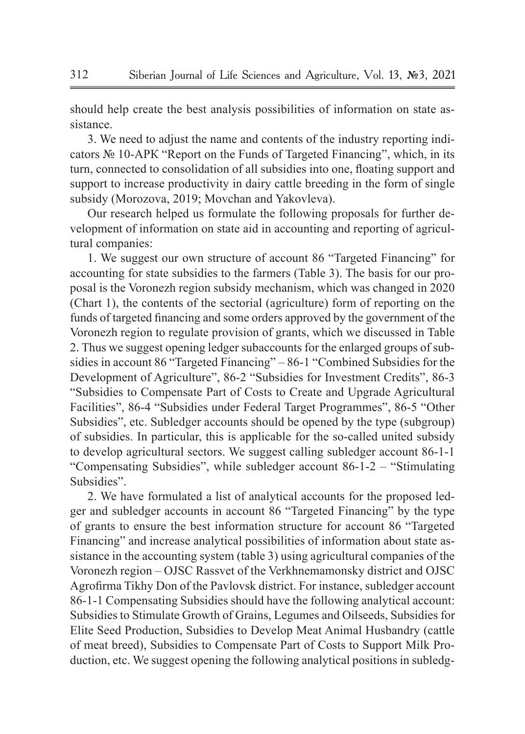should help create the best analysis possibilities of information on state assistance.

3. We need to adjust the name and contents of the industry reporting indicators № 10-APK "Report on the Funds of Targeted Financing", which, in its turn, connected to consolidation of all subsidies into one, floating support and support to increase productivity in dairy cattle breeding in the form of single subsidy (Morozova, 2019; Movchan and Yakovleva).

Our research helped us formulate the following proposals for further development of information on state aid in accounting and reporting of agricultural companies:

1. We suggest our own structure of account 86 "Targeted Financing" for accounting for state subsidies to the farmers (Table 3). The basis for our proposal is the Voronezh region subsidy mechanism, which was changed in 2020 (Chart 1), the contents of the sectorial (agriculture) form of reporting on the funds of targeted financing and some orders approved by the government of the Voronezh region to regulate provision of grants, which we discussed in Table 2. Thus we suggest opening ledger subaccounts for the enlarged groups of subsidies in account 86 "Targeted Financing" – 86-1 "Combined Subsidies for the Development of Agriculture", 86-2 "Subsidies for Investment Credits", 86-3 "Subsidies to Compensate Part of Costs to Create and Upgrade Agricultural Facilities", 86-4 "Subsidies under Federal Target Programmes", 86-5 "Other Subsidies", etc. Subledger accounts should be opened by the type (subgroup) of subsidies. In particular, this is applicable for the so-called united subsidy to develop agricultural sectors. We suggest calling subledger account 86-1-1 "Compensating Subsidies", while subledger account 86-1-2 – "Stimulating Subsidies".

2. We have formulated a list of analytical accounts for the proposed ledger and subledger accounts in account 86 "Targeted Financing" by the type of grants to ensure the best information structure for account 86 "Targeted Financing" and increase analytical possibilities of information about state assistance in the accounting system (table 3) using agricultural companies of the Voronezh region – OJSC Rassvet of the Verkhnemamonsky district and OJSC Agrofirma Tikhy Don of the Pavlovsk district. For instance, subledger account 86-1-1 Compensating Subsidies should have the following analytical account: Subsidies to Stimulate Growth of Grains, Legumes and Oilseeds, Subsidies for Elite Seed Production, Subsidies to Develop Meat Animal Husbandry (cattle of meat breed), Subsidies to Compensate Part of Costs to Support Milk Production, etc. We suggest opening the following analytical positions in subledg-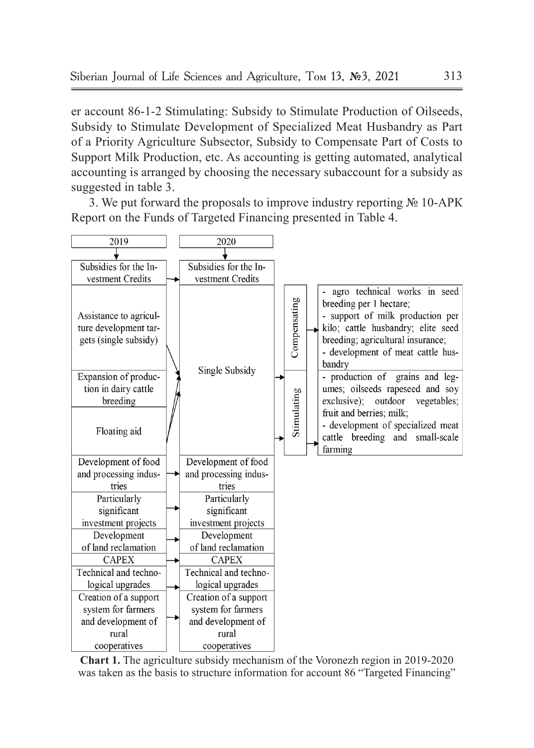er account 86-1-2 Stimulating: Subsidy to Stimulate Production of Oilseeds, Subsidy to Stimulate Development of Specialized Meat Husbandry as Part of a Priority Agriculture Subsector, Subsidy to Compensate Part of Costs to Support Milk Production, etc. As accounting is getting automated, analytical accounting is arranged by choosing the necessary subaccount for a subsidy as suggested in table 3.

3. We put forward the proposals to improve industry reporting № 10-APK Report on the Funds of Targeted Financing presented in Table 4.

| 2019 | 2020 | | |
|---|---|---|---|
| Subsidies for the Investment Credits | Subsidies for the Investment Credits | | |
| Assistance to agriculture development targets (single subsidy) | Single Subsidy | Compensating | - agro technical works in seed breeding per 1 hectare;<br>- support of milk production per kilo; cattle husbandry; elite seed breeding; agricultural insurance;<br>- development of meat cattle husbandry |
| Expansion of production in dairy cattle breeding | | Stimulating | - production of grains and legumes; oilseeds rapeseed and soy exclusive); outdoor vegetables; fruit and berries; milk;<br>- development of specialized meat cattle breeding and small-scale farming |
| Floating aid | | | |
| Development of food and processing industries | Development of food and processing industries | | |
| Particularly significant investment projects | Particularly significant investment projects | | |
| Development of land reclamation | Development of land reclamation | | |
| CAPEX | CAPEX | | |
| Technical and technological upgrades | Technical and technological upgrades | | |
| Creation of a support system for farmers and development of rural cooperatives | Creation of a support system for farmers and development of rural cooperatives | | |

**Chart 1.** The agriculture subsidy mechanism of the Voronezh region in 2019-2020 was taken as the basis to structure information for account 86 "Targeted Financing"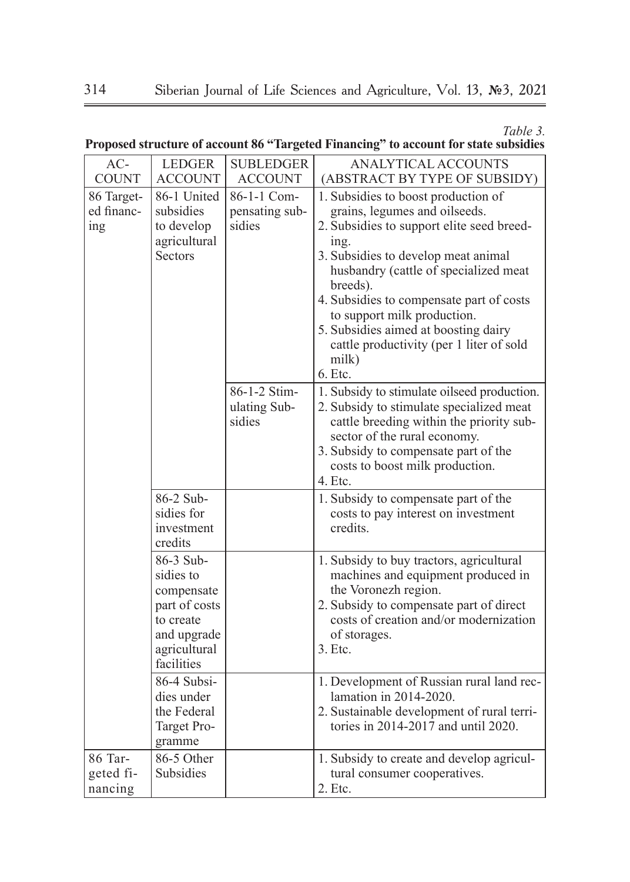*Table 3.*

**Proposed structure of account 86 "Targeted Financing" to account for state subsidies**

| ACCOUNT | LEDGER ACCOUNT | SUBLEDGER ACCOUNT | ANALYTICAL ACCOUNTS (ABSTRACT BY TYPE OF SUBSIDY) |
|---|---|---|---|
| 86 Targeted financing | 86-1 United subsidies to develop agricultural Sectors | 86-1-1 Compensating subsidies | 1. Subsidies to boost production of grains, legumes and oilseeds.<br>2. Subsidies to support elite seed breeding.<br>3. Subsidies to develop meat animal husbandry (cattle of specialized meat breeds).<br>4. Subsidies to compensate part of costs to support milk production.<br>5. Subsidies aimed at boosting dairy cattle productivity (per 1 liter of sold milk)<br>6. Etc. |
| | | 86-1-2 Stimulating Subsidies | 1. Subsidy to stimulate oilseed production.<br>2. Subsidy to stimulate specialized meat cattle breeding within the priority subsector of the rural economy.<br>3. Subsidy to compensate part of the costs to boost milk production.<br>4. Etc. |
| | 86-2 Subsidies for investment credits | | 1. Subsidy to compensate part of the costs to pay interest on investment credits. |
| | 86-3 Subsidies to compensate part of costs to create and upgrade agricultural facilities | | 1. Subsidy to buy tractors, agricultural machines and equipment produced in the Voronezh region.<br>2. Subsidy to compensate part of direct costs of creation and/or modernization of storages.<br>3. Etc. |
| | 86-4 Subsidies under the Federal Target Programme | | 1. Development of Russian rural land reclamation in 2014-2020.<br>2. Sustainable development of rural territories in 2014-2017 and until 2020. |
| 86 Targeted financing | 86-5 Other Subsidies | | 1. Subsidy to create and develop agricultural consumer cooperatives.<br>2. Etc. |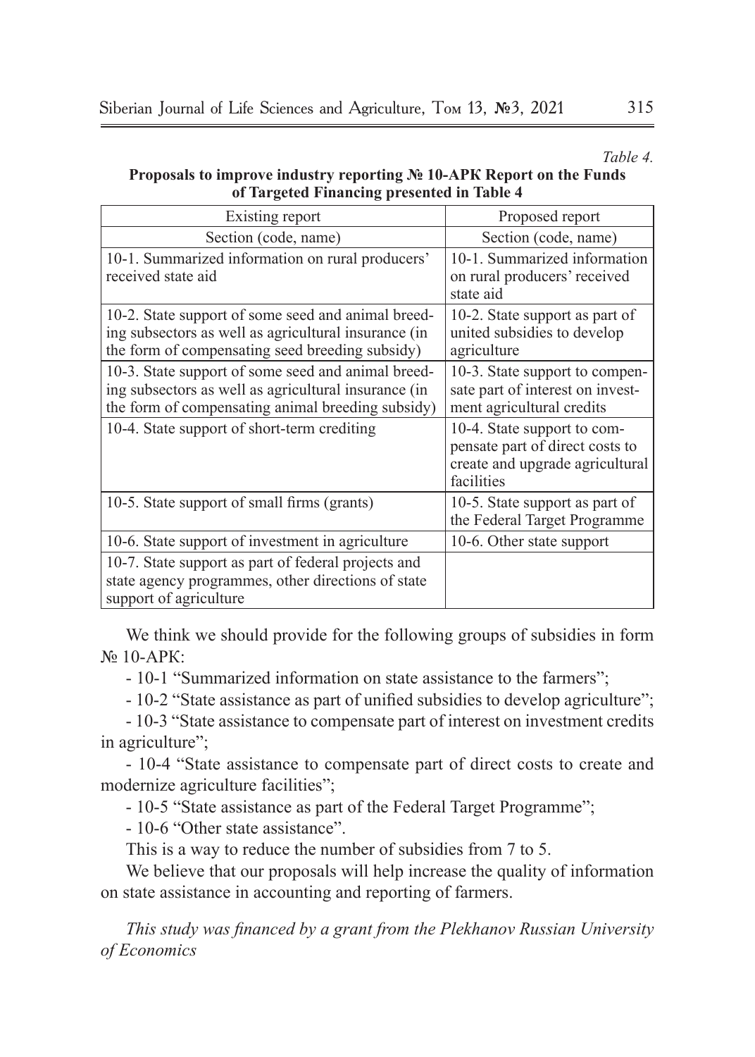*Table 4.*

**Proposals to improve industry reporting № 10-APK Report on the Funds of Targeted Financing presented in Table 4**

| Existing report | Proposed report |
|---|---|
| Section (code, name) | Section (code, name) |
| 10-1. Summarized information on rural producers' received state aid | 10-1. Summarized information on rural producers' received state aid |
| 10-2. State support of some seed and animal breeding subsectors as well as agricultural insurance (in the form of compensating seed breeding subsidy) | 10-2. State support as part of united subsidies to develop agriculture |
| 10-3. State support of some seed and animal breeding subsectors as well as agricultural insurance (in the form of compensating animal breeding subsidy) | 10-3. State support to compensate part of interest on investment agricultural credits |
| 10-4. State support of short-term crediting | 10-4. State support to compensate part of direct costs to create and upgrade agricultural facilities |
| 10-5. State support of small firms (grants) | 10-5. State support as part of the Federal Target Programme |
| 10-6. State support of investment in agriculture | 10-6. Other state support |
| 10-7. State support as part of federal projects and state agency programmes, other directions of state support of agriculture | |

We think we should provide for the following groups of subsidies in form № 10-APK:

- 10-1 "Summarized information on state assistance to the farmers";
- 10-2 "State assistance as part of unified subsidies to develop agriculture";
- 10-3 "State assistance to compensate part of interest on investment credits in agriculture";
- 10-4 "State assistance to compensate part of direct costs to create and modernize agriculture facilities";
- 10-5 "State assistance as part of the Federal Target Programme";
- 10-6 "Other state assistance".

This is a way to reduce the number of subsidies from 7 to 5.

We believe that our proposals will help increase the quality of information on state assistance in accounting and reporting of farmers.

*This study was financed by a grant from the Plekhanov Russian University of Economics*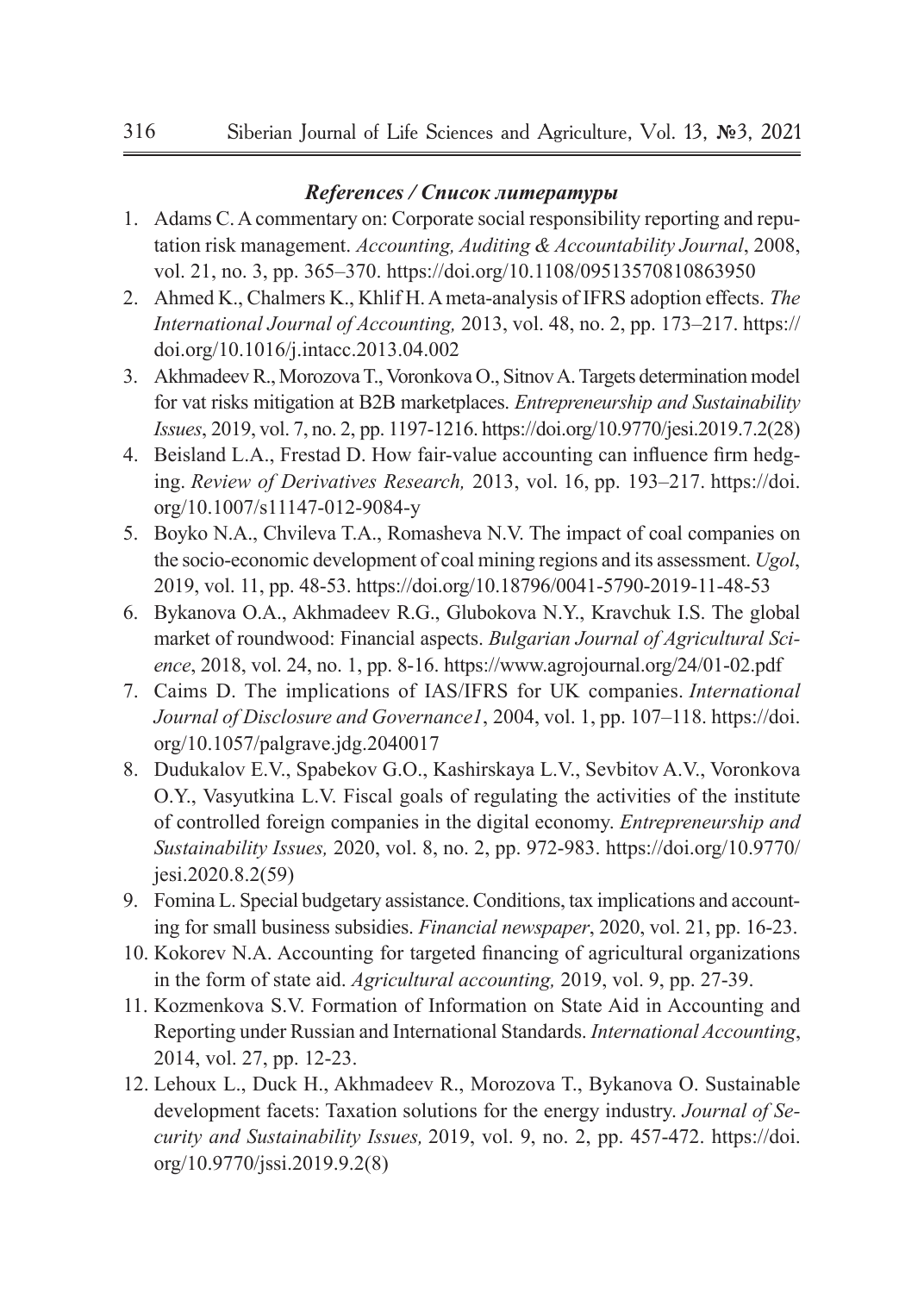### *References / Список литературы*

1. Adams C. A commentary on: Corporate social responsibility reporting and reputation risk management. *Accounting, Auditing & Accountability Journal*, 2008, vol. 21, no. 3, pp. 365–370. https://doi.org/10.1108/09513570810863950
2. Ahmed K., Chalmers K., Khlif H. A meta-analysis of IFRS adoption effects. *The International Journal of Accounting,* 2013, vol. 48, no. 2, pp. 173–217. https://doi.org/10.1016/j.intacc.2013.04.002
3. Akhmadeev R., Morozova T., Voronkova O., Sitnov A. Targets determination model for vat risks mitigation at B2B marketplaces. *Entrepreneurship and Sustainability Issues*, 2019, vol. 7, no. 2, pp. 1197-1216. https://doi.org/10.9770/jesi.2019.7.2(28)
4. Beisland L.A., Frestad D. How fair-value accounting can influence firm hedging. *Review of Derivatives Research,* 2013, vol. 16, pp. 193–217. https://doi.org/10.1007/s11147-012-9084-y
5. Boyko N.A., Chvileva T.A., Romasheva N.V. The impact of coal companies on the socio-economic development of coal mining regions and its assessment. *Ugol*, 2019, vol. 11, pp. 48-53. https://doi.org/10.18796/0041-5790-2019-11-48-53
6. Bykanova O.A., Akhmadeev R.G., Glubokova N.Y., Kravchuk I.S. The global market of roundwood: Financial aspects. *Bulgarian Journal of Agricultural Science*, 2018, vol. 24, no. 1, pp. 8-16. https://www.agrojournal.org/24/01-02.pdf
7. Caims D. The implications of IAS/IFRS for UK companies. *International Journal of Disclosure and Governance1*, 2004, vol. 1, pp. 107–118. https://doi.org/10.1057/palgrave.jdg.2040017
8. Dudukalov E.V., Spabekov G.O., Kashirskaya L.V., Sevbitov A.V., Voronkova O.Y., Vasyutkina L.V. Fiscal goals of regulating the activities of the institute of controlled foreign companies in the digital economy. *Entrepreneurship and Sustainability Issues,* 2020, vol. 8, no. 2, pp. 972-983. https://doi.org/10.9770/jesi.2020.8.2(59)
9. Fomina L. Special budgetary assistance. Conditions, tax implications and accounting for small business subsidies. *Financial newspaper*, 2020, vol. 21, pp. 16-23.
10. Kokorev N.A. Accounting for targeted financing of agricultural organizations in the form of state aid. *Agricultural accounting,* 2019, vol. 9, pp. 27-39.
11. Kozmenkova S.V. Formation of Information on State Aid in Accounting and Reporting under Russian and International Standards. *International Accounting*, 2014, vol. 27, pp. 12-23.
12. Lehoux L., Duck H., Akhmadeev R., Morozova T., Bykanova O. Sustainable development facets: Taxation solutions for the energy industry. *Journal of Security and Sustainability Issues,* 2019, vol. 9, no. 2, pp. 457-472. https://doi.org/10.9770/jssi.2019.9.2(8)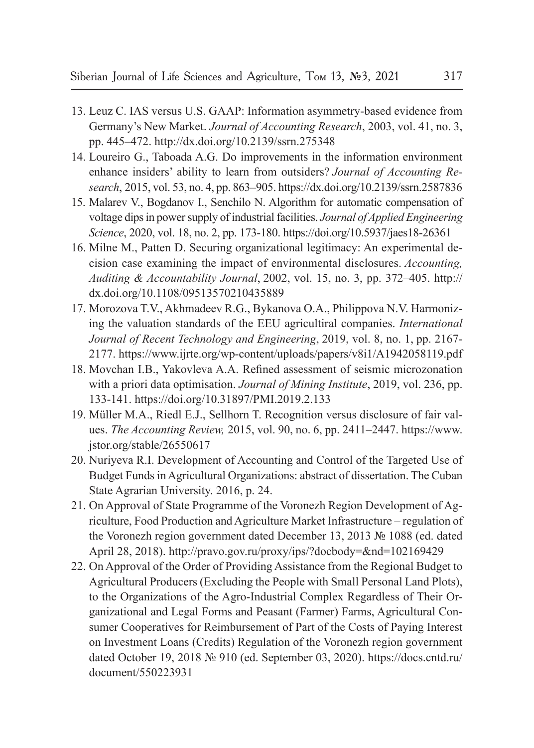13. Leuz C. IAS versus U.S. GAAP: Information asymmetry-based evidence from Germany's New Market. *Journal of Accounting Research*, 2003, vol. 41, no. 3, pp. 445–472. http://dx.doi.org/10.2139/ssrn.275348
14. Loureiro G., Taboada A.G. Do improvements in the information environment enhance insiders' ability to learn from outsiders? *Journal of Accounting Research*, 2015, vol. 53, no. 4, pp. 863–905. https://dx.doi.org/10.2139/ssrn.2587836
15. Malarev V., Bogdanov I., Senchilo N. Algorithm for automatic compensation of voltage dips in power supply of industrial facilities. *Journal of Applied Engineering Science*, 2020, vol. 18, no. 2, pp. 173-180. https://doi.org/10.5937/jaes18-26361
16. Milne M., Patten D. Securing organizational legitimacy: An experimental decision case examining the impact of environmental disclosures. *Accounting, Auditing & Accountability Journal*, 2002, vol. 15, no. 3, pp. 372–405. http://dx.doi.org/10.1108/09513570210435889
17. Morozova T.V., Akhmadeev R.G., Bykanova O.A., Philippova N.V. Harmonizing the valuation standards of the EEU agricultiral companies. *International Journal of Recent Technology and Engineering*, 2019, vol. 8, no. 1, pp. 2167-2177. https://www.ijrte.org/wp-content/uploads/papers/v8i1/A1942058119.pdf
18. Movchan I.B., Yakovleva A.A. Refined assessment of seismic microzonation with a priori data optimisation. *Journal of Mining Institute*, 2019, vol. 236, pp. 133-141. https://doi.org/10.31897/PMI.2019.2.133
19. Müller M.A., Riedl E.J., Sellhorn T. Recognition versus disclosure of fair values. *The Accounting Review,* 2015, vol. 90, no. 6, pp. 2411–2447. https://www.jstor.org/stable/26550617
20. Nuriyeva R.I. Development of Accounting and Control of the Targeted Use of Budget Funds in Agricultural Organizations: abstract of dissertation. The Cuban State Agrarian University. 2016, p. 24.
21. On Approval of State Programme of the Voronezh Region Development of Agriculture, Food Production and Agriculture Market Infrastructure – regulation of the Voronezh region government dated December 13, 2013 № 1088 (ed. dated April 28, 2018). http://pravo.gov.ru/proxy/ips/?docbody=&nd=102169429
22. On Approval of the Order of Providing Assistance from the Regional Budget to Agricultural Producers (Excluding the People with Small Personal Land Plots), to the Organizations of the Agro-Industrial Complex Regardless of Their Organizational and Legal Forms and Peasant (Farmer) Farms, Agricultural Consumer Cooperatives for Reimbursement of Part of the Costs of Paying Interest on Investment Loans (Credits) Regulation of the Voronezh region government dated October 19, 2018 № 910 (ed. September 03, 2020). https://docs.cntd.ru/document/550223931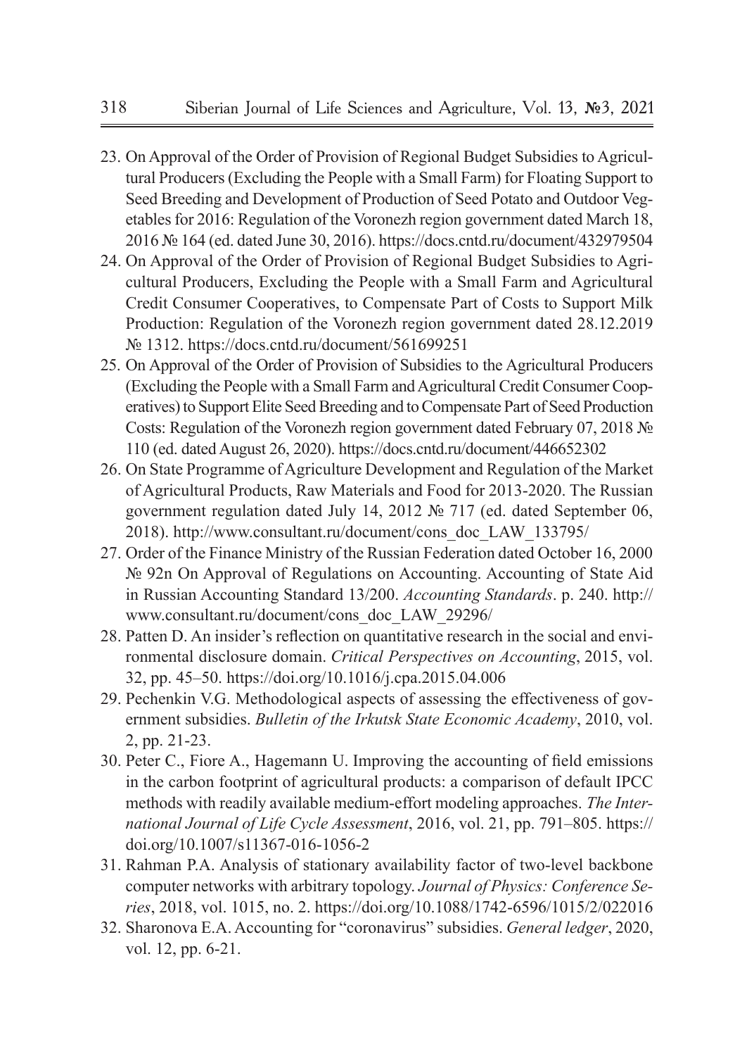23. On Approval of the Order of Provision of Regional Budget Subsidies to Agricultural Producers (Excluding the People with a Small Farm) for Floating Support to Seed Breeding and Development of Production of Seed Potato and Outdoor Vegetables for 2016: Regulation of the Voronezh region government dated March 18, 2016 № 164 (ed. dated June 30, 2016). https://docs.cntd.ru/document/432979504
24. On Approval of the Order of Provision of Regional Budget Subsidies to Agricultural Producers, Excluding the People with a Small Farm and Agricultural Credit Consumer Cooperatives, to Compensate Part of Costs to Support Milk Production: Regulation of the Voronezh region government dated 28.12.2019 № 1312. https://docs.cntd.ru/document/561699251
25. On Approval of the Order of Provision of Subsidies to the Agricultural Producers (Excluding the People with a Small Farm and Agricultural Credit Consumer Cooperatives) to Support Elite Seed Breeding and to Compensate Part of Seed Production Costs: Regulation of the Voronezh region government dated February 07, 2018 № 110 (ed. dated August 26, 2020). https://docs.cntd.ru/document/446652302
26. On State Programme of Agriculture Development and Regulation of the Market of Agricultural Products, Raw Materials and Food for 2013-2020. The Russian government regulation dated July 14, 2012 № 717 (ed. dated September 06, 2018). http://www.consultant.ru/document/cons_doc_LAW_133795/
27. Order of the Finance Ministry of the Russian Federation dated October 16, 2000 № 92n On Approval of Regulations on Accounting. Accounting of State Aid in Russian Accounting Standard 13/200. *Accounting Standards*. p. 240. http://www.consultant.ru/document/cons_doc_LAW_29296/
28. Patten D. An insider's reflection on quantitative research in the social and environmental disclosure domain. *Critical Perspectives on Accounting*, 2015, vol. 32, pp. 45–50. https://doi.org/10.1016/j.cpa.2015.04.006
29. Pechenkin V.G. Methodological aspects of assessing the effectiveness of government subsidies. *Bulletin of the Irkutsk State Economic Academy*, 2010, vol. 2, pp. 21-23.
30. Peter C., Fiore A., Hagemann U. Improving the accounting of field emissions in the carbon footprint of agricultural products: a comparison of default IPCC methods with readily available medium-effort modeling approaches. *The International Journal of Life Cycle Assessment*, 2016, vol. 21, pp. 791–805. https://doi.org/10.1007/s11367-016-1056-2
31. Rahman P.A. Analysis of stationary availability factor of two-level backbone computer networks with arbitrary topology. *Journal of Physics: Conference Series*, 2018, vol. 1015, no. 2. https://doi.org/10.1088/1742-6596/1015/2/022016
32. Sharonova E.A. Accounting for "coronavirus" subsidies. *General ledger*, 2020, vol. 12, pp. 6-21.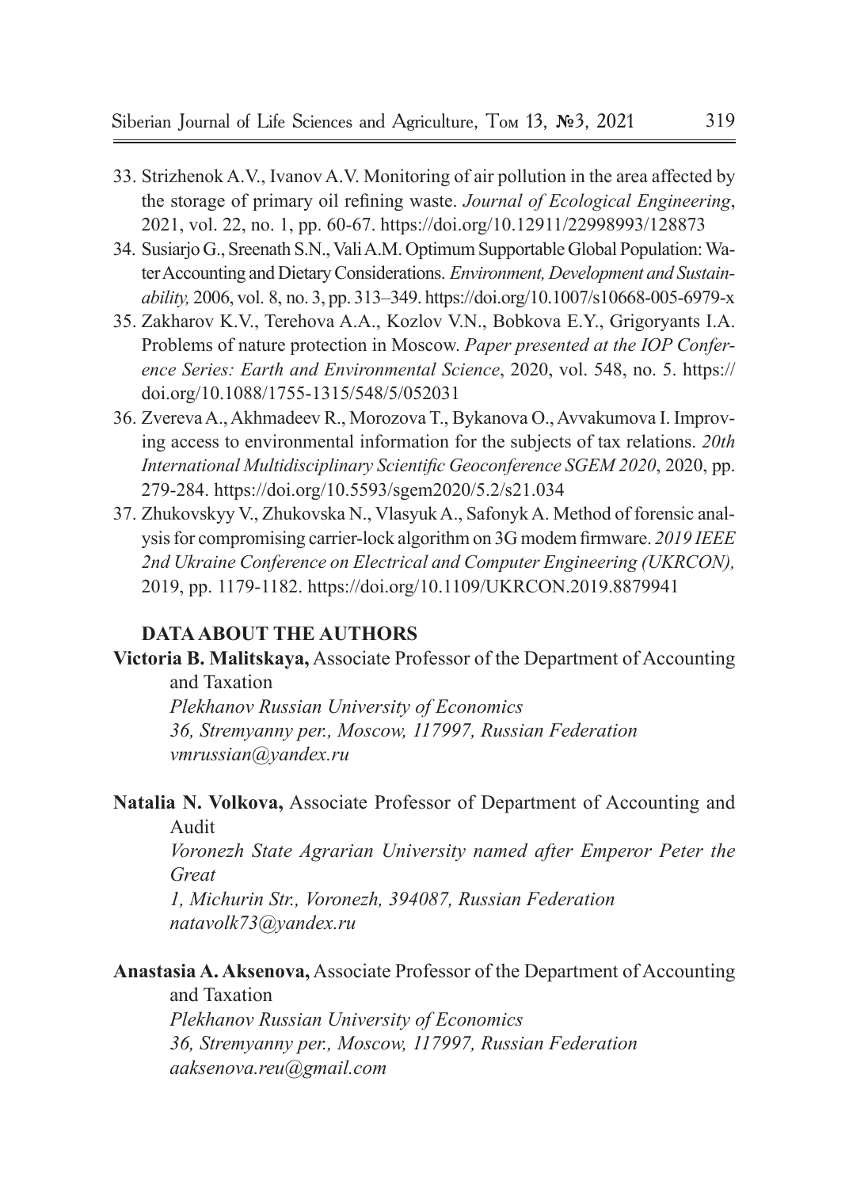33. Strizhenok A.V., Ivanov A.V. Monitoring of air pollution in the area affected by the storage of primary oil refining waste. *Journal of Ecological Engineering*, 2021, vol. 22, no. 1, pp. 60-67. https://doi.org/10.12911/22998993/128873
34. Susiarjo G., Sreenath S.N., Vali A.M. Optimum Supportable Global Population: Water Accounting and Dietary Considerations. *Environment, Development and Sustainability,* 2006, vol. 8, no. 3, pp. 313–349. https://doi.org/10.1007/s10668-005-6979-x
35. Zakharov K.V., Terehova A.A., Kozlov V.N., Bobkova E.Y., Grigoryants I.A. Problems of nature protection in Moscow. *Paper presented at the IOP Conference Series: Earth and Environmental Science*, 2020, vol. 548, no. 5. https://doi.org/10.1088/1755-1315/548/5/052031
36. Zvereva A., Akhmadeev R., Morozova T., Bykanova O., Avvakumova I. Improving access to environmental information for the subjects of tax relations. *20th International Multidisciplinary Scientific Geoconference SGEM 2020*, 2020, pp. 279-284. https://doi.org/10.5593/sgem2020/5.2/s21.034
37. Zhukovskyy V., Zhukovska N., Vlasyuk A., Safonyk A. Method of forensic analysis for compromising carrier-lock algorithm on 3G modem firmware. *2019 IEEE 2nd Ukraine Conference on Electrical and Computer Engineering (UKRCON),* 2019, pp. 1179-1182. https://doi.org/10.1109/UKRCON.2019.8879941

## DATA ABOUT THE AUTHORS

**Victoria B. Malitskaya,** Associate Professor of the Department of Accounting and Taxation
*Plekhanov Russian University of Economics*
*36, Stremyanny per., Moscow, 117997, Russian Federation*
*vmrussian@yandex.ru*

**Natalia N. Volkova,** Associate Professor of Department of Accounting and Audit
*Voronezh State Agrarian University named after Emperor Peter the Great*
*1, Michurin Str., Voronezh, 394087, Russian Federation*
*natavolk73@yandex.ru*

**Anastasia A. Aksenova,** Associate Professor of the Department of Accounting and Taxation
*Plekhanov Russian University of Economics*
*36, Stremyanny per., Moscow, 117997, Russian Federation*
*aaksenova.reu@gmail.com*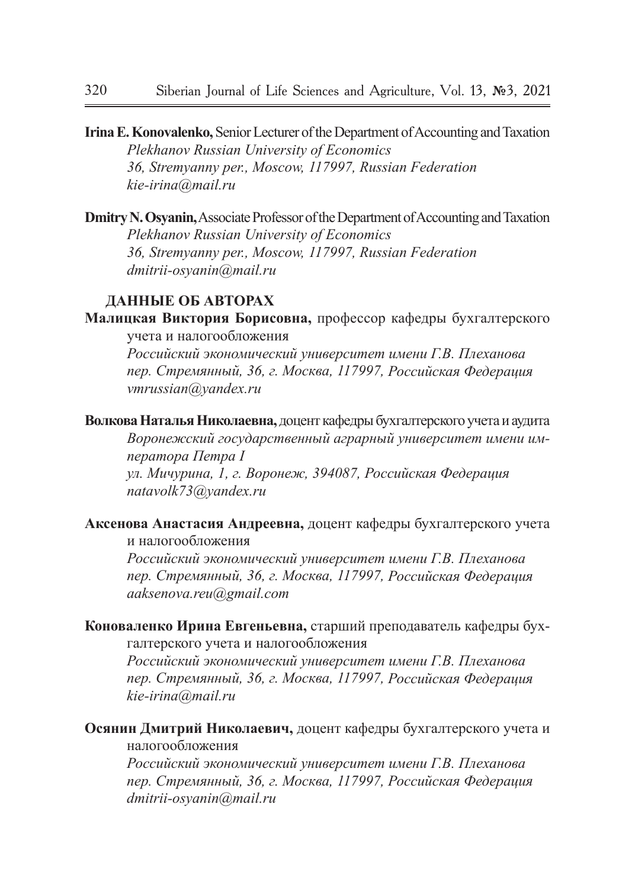**Irina E. Konovalenko,** Senior Lecturer of the Department of Accounting and Taxation

*Plekhanov Russian University of Economics*
*36, Stremyanny per., Moscow, 117997, Russian Federation*
*kie-irina@mail.ru*

**Dmitry N. Osyanin,** Associate Professor of the Department of Accounting and Taxation

*Plekhanov Russian University of Economics*
*36, Stremyanny per., Moscow, 117997, Russian Federation*
*dmitrii-osyanin@mail.ru*

## ДАННЫЕ ОБ АВТОРАХ

**Малицкая Виктория Борисовна,** профессор кафедры бухгалтерского учета и налогообложения

*Российский экономический университет имени Г.В. Плеханова*
*пер. Стремянный, 36, г. Москва, 117997, Российская Федерация*
*vmrussian@yandex.ru*

**Волкова Наталья Николаевна,** доцент кафедры бухгалтерского учета и аудита

*Воронежский государственный аграрный университет имени императора Петра I*
*ул. Мичурина, 1, г. Воронеж, 394087, Российская Федерация*
*natavolk73@yandex.ru*

**Аксенова Анастасия Андреевна,** доцент кафедры бухгалтерского учета и налогообложения

*Российский экономический университет имени Г.В. Плеханова*
*пер. Стремянный, 36, г. Москва, 117997, Российская Федерация*
*aaksenova.reu@gmail.com*

**Коноваленко Ирина Евгеньевна,** старший преподаватель кафедры бухгалтерского учета и налогообложения

*Российский экономический университет имени Г.В. Плеханова*
*пер. Стремянный, 36, г. Москва, 117997, Российская Федерация*
*kie-irina@mail.ru*

**Осянин Дмитрий Николаевич,** доцент кафедры бухгалтерского учета и налогообложения

*Российский экономический университет имени Г.В. Плеханова*
*пер. Стремянный, 36, г. Москва, 117997, Российская Федерация*
*dmitrii-osyanin@mail.ru*